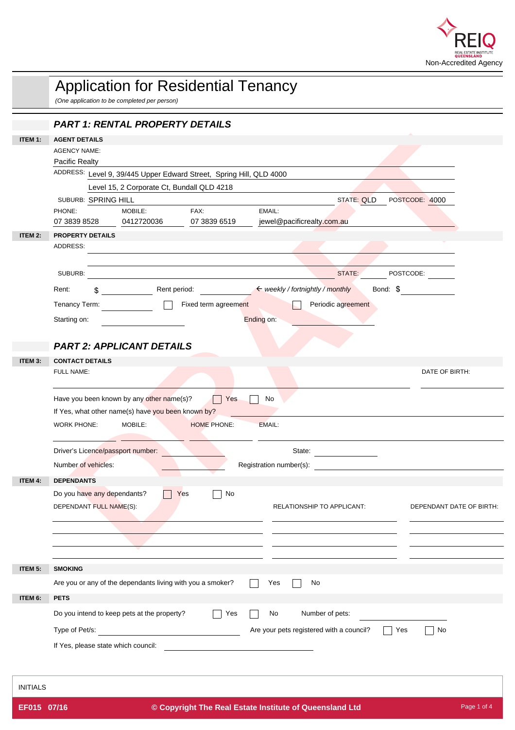REIQ
REAL ESTATE INSTITUTE QUEENSLAND
Non-Accredited Agency

# Application for Residential Tenancy

*(One application to be completed per person)*

## *PART 1: RENTAL PROPERTY DETAILS*

**ITEM 1: AGENT DETAILS**

AGENCY NAME:
Pacific Realty

ADDRESS: Level 9, 39/445 Upper Edward Street, Spring Hill, QLD 4000
Level 15, 2 Corporate Ct, Bundall QLD 4218

SUBURB: SPRING HILL STATE: QLD POSTCODE: 4000

| PHONE: | MOBILE: | FAX: | EMAIL: |
|---|---|---|---|
| 07 3839 8528 | 0412720036 | 07 3839 6519 | jewel@pacificrealty.com.au |

**ITEM 2: PROPERTY DETAILS**

ADDRESS: ______________________

SUBURB: ______________ STATE: ______ POSTCODE: ______

Rent: $ ________ Rent period: ________ ← *weekly / fortnightly / monthly* Bond: $ ________

Tenancy Term: ________ ☐ Fixed term agreement ☐ Periodic agreement

Starting on: ________ Ending on: ________

## *PART 2: APPLICANT DETAILS*

**ITEM 3: CONTACT DETAILS**

FULL NAME: ______________________ DATE OF BIRTH: ________

Have you been known by any other name(s)? ☐ Yes ☐ No

If Yes, what other name(s) have you been known by? ________

WORK PHONE: ________ MOBILE: ________ HOME PHONE: ________ EMAIL: ________

Driver's Licence/passport number: ________ State: ________

Number of vehicles: ________ Registration number(s): ________

**ITEM 4: DEPENDANTS**

Do you have any dependants? ☐ Yes ☐ No

| DEPENDANT FULL NAME(S): | RELATIONSHIP TO APPLICANT: | DEPENDANT DATE OF BIRTH: |
|---|---|---|
| | | |
| | | |
| | | |
| | | |

**ITEM 5: SMOKING**

Are you or any of the dependants living with you a smoker? ☐ Yes ☐ No

**ITEM 6: PETS**

Do you intend to keep pets at the property? ☐ Yes ☐ No Number of pets: ________

Type of Pet/s: ________ Are your pets registered with a council? ☐ Yes ☐ No

If Yes, please state which council: ________

INITIALS

EF015 07/16 © Copyright The Real Estate Institute of Queensland Ltd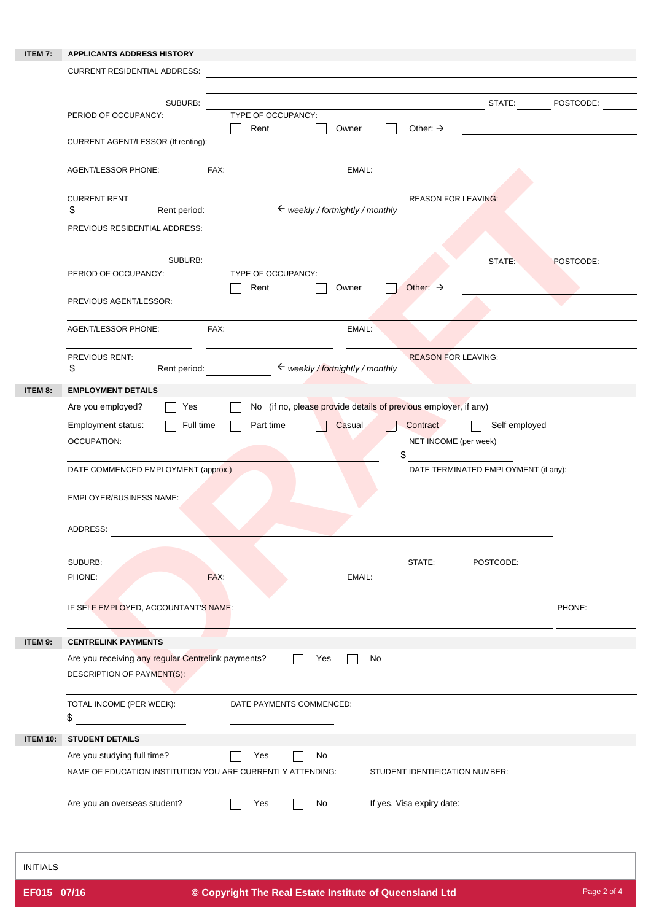## ITEM 7: APPLICANTS ADDRESS HISTORY

CURRENT RESIDENTIAL ADDRESS: ______________________________

SUBURB: ______________________ STATE: ________ POSTCODE: ________

PERIOD OF OCCUPANCY: ________

TYPE OF OCCUPANCY: ☐ Rent ☐ Owner ☐ Other: → ________

CURRENT AGENT/LESSOR (If renting): ______________________________

AGENT/LESSOR PHONE: ________ FAX: ________ EMAIL: ________

CURRENT RENT $ ________ Rent period: ________ ← *weekly / fortnightly / monthly*

REASON FOR LEAVING: ________

PREVIOUS RESIDENTIAL ADDRESS: ______________________________

SUBURB: ______________________ STATE: ________ POSTCODE: ________

PERIOD OF OCCUPANCY: ________

TYPE OF OCCUPANCY: ☐ Rent ☐ Owner ☐ Other: → ________

PREVIOUS AGENT/LESSOR: ______________________________

AGENT/LESSOR PHONE: ________ FAX: ________ EMAIL: ________

PREVIOUS RENT: $ ________ Rent period: ________ ← *weekly / fortnightly / monthly*

REASON FOR LEAVING: ________

## ITEM 8: EMPLOYMENT DETAILS

Are you employed? ☐ Yes ☐ No (if no, please provide details of previous employer, if any)

Employment status: ☐ Full time ☐ Part time ☐ Casual ☐ Contract ☐ Self employed

OCCUPATION: ________

NET INCOME (per week): $ ________

DATE COMMENCED EMPLOYMENT (approx.) ________

DATE TERMINATED EMPLOYMENT (if any): ________

EMPLOYER/BUSINESS NAME: ______________________________

ADDRESS: ______________________________

SUBURB: ________ STATE: ________ POSTCODE: ________

PHONE: ________ FAX: ________ EMAIL: ________

IF SELF EMPLOYED, ACCOUNTANT'S NAME: ________ PHONE: ________

## ITEM 9: CENTRELINK PAYMENTS

Are you receiving any regular Centrelink payments? ☐ Yes ☐ No

DESCRIPTION OF PAYMENT(S): ______________________________

TOTAL INCOME (PER WEEK): $ ________

DATE PAYMENTS COMMENCED: ________

## ITEM 10: STUDENT DETAILS

Are you studying full time? ☐ Yes ☐ No

NAME OF EDUCATION INSTITUTION YOU ARE CURRENTLY ATTENDING: ________

STUDENT IDENTIFICATION NUMBER: ________

Are you an overseas student? ☐ Yes ☐ No If yes, Visa expiry date: ________

INITIALS

EF015 07/16 © Copyright The Real Estate Institute of Queensland Ltd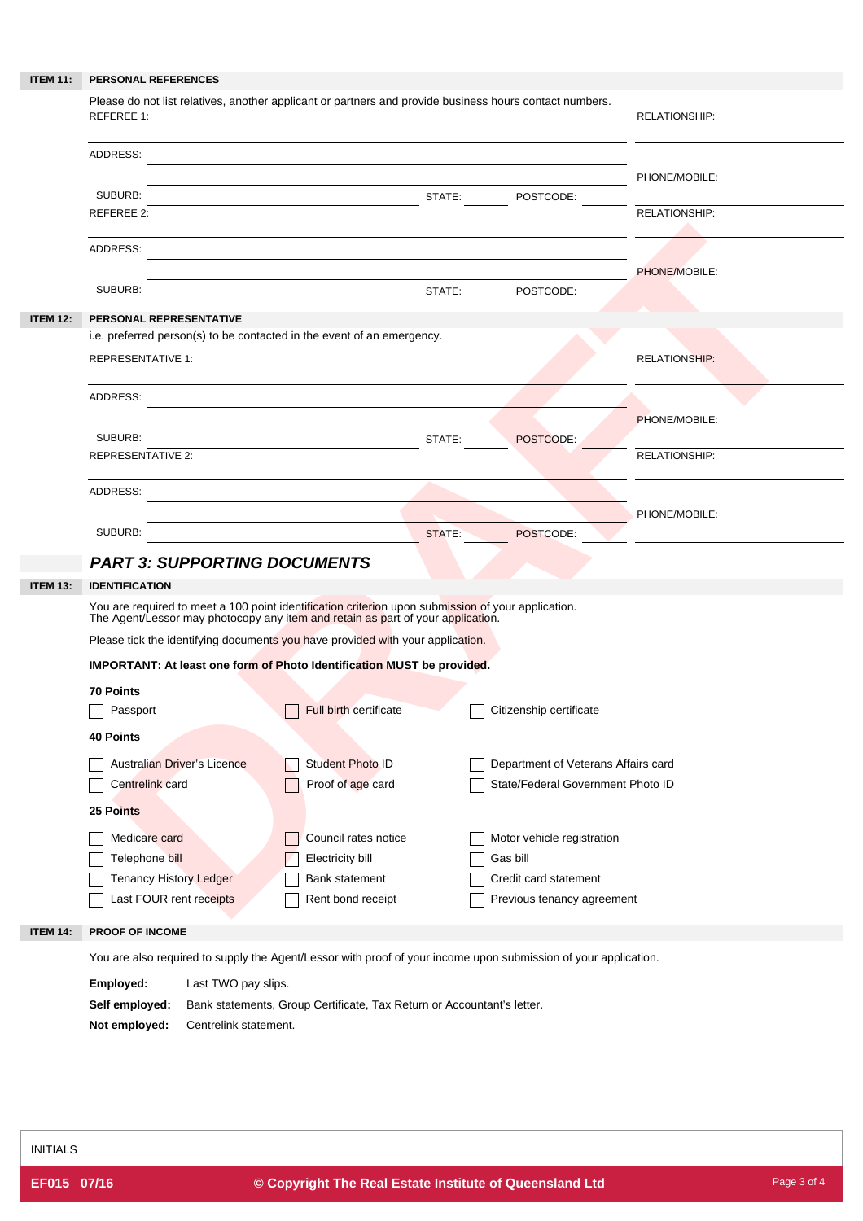**ITEM 11: PERSONAL REFERENCES**

Please do not list relatives, another applicant or partners and provide business hours contact numbers.

REFEREE 1: ______________________________ RELATIONSHIP: ______________

ADDRESS: ______________________________

PHONE/MOBILE: ______________

SUBURB: ______________ STATE: ______ POSTCODE: ______

REFEREE 2: ______________________________ RELATIONSHIP: ______________

ADDRESS: ______________________________

PHONE/MOBILE: ______________

SUBURB: ______________ STATE: ______ POSTCODE: ______

**ITEM 12: PERSONAL REPRESENTATIVE**

i.e. preferred person(s) to be contacted in the event of an emergency.

REPRESENTATIVE 1: ______________________________ RELATIONSHIP: ______________

ADDRESS: ______________________________

PHONE/MOBILE: ______________

SUBURB: ______________ STATE: ______ POSTCODE: ______

REPRESENTATIVE 2: ______________________________ RELATIONSHIP: ______________

ADDRESS: ______________________________

PHONE/MOBILE: ______________

SUBURB: ______________ STATE: ______ POSTCODE: ______

## *PART 3: SUPPORTING DOCUMENTS*

**ITEM 13: IDENTIFICATION**

You are required to meet a 100 point identification criterion upon submission of your application.
The Agent/Lessor may photocopy any item and retain as part of your application.

Please tick the identifying documents you have provided with your application.

**IMPORTANT: At least one form of Photo Identification MUST be provided.**

**70 Points**

- [ ] Passport
- [ ] Full birth certificate
- [ ] Citizenship certificate

**40 Points**

- [ ] Australian Driver's Licence
- [ ] Student Photo ID
- [ ] Department of Veterans Affairs card
- [ ] Centrelink card
- [ ] Proof of age card
- [ ] State/Federal Government Photo ID

**25 Points**

- [ ] Medicare card
- [ ] Council rates notice
- [ ] Motor vehicle registration
- [ ] Telephone bill
- [ ] Electricity bill
- [ ] Gas bill
- [ ] Tenancy History Ledger
- [ ] Bank statement
- [ ] Credit card statement
- [ ] Last FOUR rent receipts
- [ ] Rent bond receipt
- [ ] Previous tenancy agreement

**ITEM 14: PROOF OF INCOME**

You are also required to supply the Agent/Lessor with proof of your income upon submission of your application.

**Employed:** Last TWO pay slips.

**Self employed:** Bank statements, Group Certificate, Tax Return or Accountant's letter.

**Not employed:** Centrelink statement.

INITIALS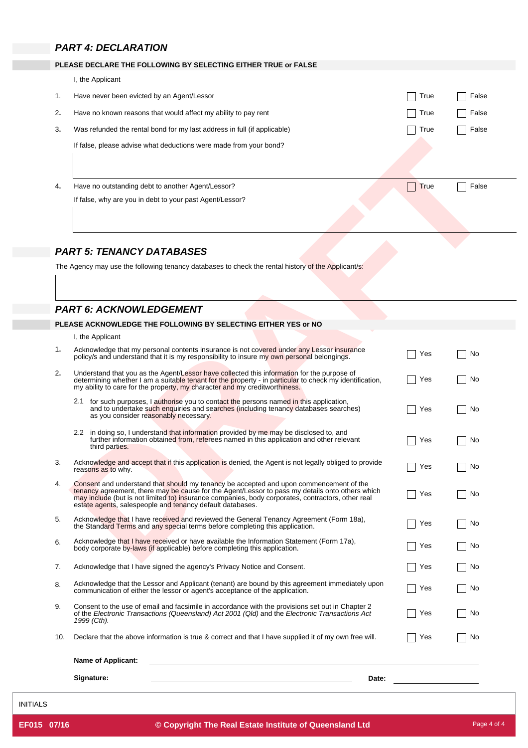## PART 4: DECLARATION

**PLEASE DECLARE THE FOLLOWING BY SELECTING EITHER TRUE or FALSE**

I, the Applicant

| | | | |
|---|---|---|---|
| 1. | Have never been evicted by an Agent/Lessor | ☐ True | ☐ False |
| 2. | Have no known reasons that would affect my ability to pay rent | ☐ True | ☐ False |
| 3. | Was refunded the rental bond for my last address in full (if applicable) | ☐ True | ☐ False |

If false, please advise what deductions were made from your bond?

| | | | |
|---|---|---|---|
| 4. | Have no outstanding debt to another Agent/Lessor? | ☐ True | ☐ False |

If false, why are you in debt to your past Agent/Lessor?

## PART 5: TENANCY DATABASES

The Agency may use the following tenancy databases to check the rental history of the Applicant/s:

## PART 6: ACKNOWLEDGEMENT

**PLEASE ACKNOWLEDGE THE FOLLOWING BY SELECTING EITHER YES or NO**

I, the Applicant

| | | | |
|---|---|---|---|
| 1. | Acknowledge that my personal contents insurance is not covered under any Lessor insurance policy/s and understand that it is my responsibility to insure my own personal belongings. | ☐ Yes | ☐ No |
| 2. | Understand that you as the Agent/Lessor have collected this information for the purpose of determining whether I am a suitable tenant for the property - in particular to check my identification, my ability to care for the property, my character and my creditworthiness. | ☐ Yes | ☐ No |
| 2.1 | for such purposes, I authorise you to contact the persons named in this application, and to undertake such enquiries and searches (including tenancy databases searches) as you consider reasonably necessary. | ☐ Yes | ☐ No |
| 2.2 | in doing so, I understand that information provided by me may be disclosed to, and further information obtained from, referees named in this application and other relevant third parties. | ☐ Yes | ☐ No |
| 3. | Acknowledge and accept that if this application is denied, the Agent is not legally obliged to provide reasons as to why. | ☐ Yes | ☐ No |
| 4. | Consent and understand that should my tenancy be accepted and upon commencement of the tenancy agreement, there may be cause for the Agent/Lessor to pass my details onto others which may include (but is not limited to) insurance companies, body corporates, contractors, other real estate agents, salespeople and tenancy default databases. | ☐ Yes | ☐ No |
| 5. | Acknowledge that I have received and reviewed the General Tenancy Agreement (Form 18a), the Standard Terms and any special terms before completing this application. | ☐ Yes | ☐ No |
| 6. | Acknowledge that I have received or have available the Information Statement (Form 17a), body corporate by-laws (if applicable) before completing this application. | ☐ Yes | ☐ No |
| 7. | Acknowledge that I have signed the agency's Privacy Notice and Consent. | ☐ Yes | ☐ No |
| 8. | Acknowledge that the Lessor and Applicant (tenant) are bound by this agreement immediately upon communication of either the lessor or agent's acceptance of the application. | ☐ Yes | ☐ No |
| 9. | Consent to the use of email and facsimile in accordance with the provisions set out in Chapter 2 of the *Electronic Transactions (Queensland) Act 2001 (Qld)* and the *Electronic Transactions Act 1999 (Cth).* | ☐ Yes | ☐ No |
| 10. | Declare that the above information is true & correct and that I have supplied it of my own free will. | ☐ Yes | ☐ No |

**Name of Applicant:** ______________________________

**Signature:** ______________________________ **Date:** ______________

INITIALS

EF015 07/16 © Copyright The Real Estate Institute of Queensland Ltd